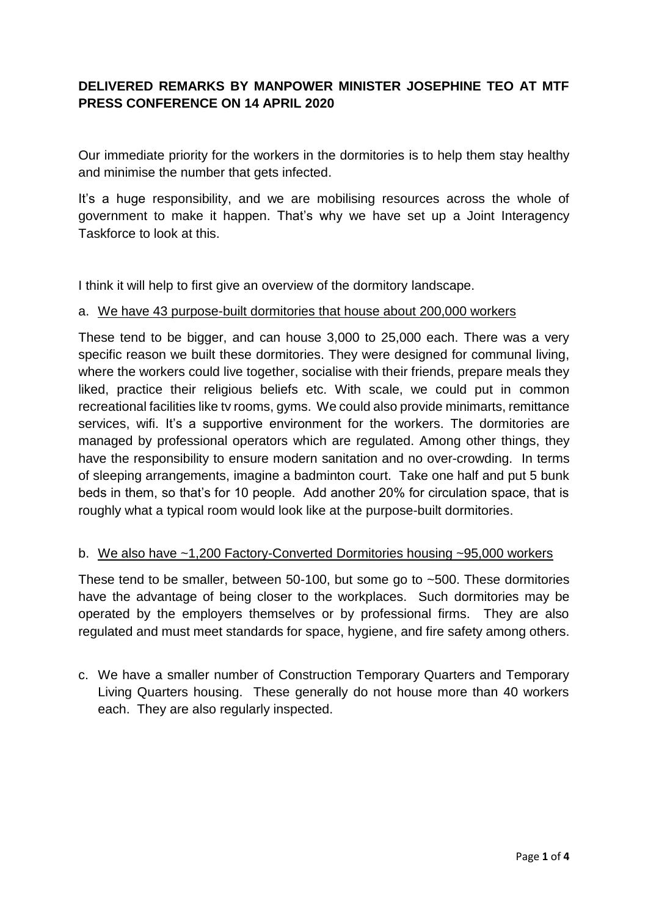**DELIVERED REMARKS BY MANPOWER MINISTER JOSEPHINE TEO AT MTF PRESS CONFERENCE ON 14 APRIL 2020**

Our immediate priority for the workers in the dormitories is to help them stay healthy and minimise the number that gets infected.

It's a huge responsibility, and we are mobilising resources across the whole of government to make it happen. That's why we have set up a Joint Interagency Taskforce to look at this.

I think it will help to first give an overview of the dormitory landscape.

a. <u>We have 43 purpose-built dormitories that house about 200,000 workers</u>

These tend to be bigger, and can house 3,000 to 25,000 each. There was a very specific reason we built these dormitories. They were designed for communal living, where the workers could live together, socialise with their friends, prepare meals they liked, practice their religious beliefs etc. With scale, we could put in common recreational facilities like tv rooms, gyms. We could also provide minimarts, remittance services, wifi. It's a supportive environment for the workers. The dormitories are managed by professional operators which are regulated. Among other things, they have the responsibility to ensure modern sanitation and no over-crowding. In terms of sleeping arrangements, imagine a badminton court. Take one half and put 5 bunk beds in them, so that's for 10 people. Add another 20% for circulation space, that is roughly what a typical room would look like at the purpose-built dormitories.

b. <u>We also have ~1,200 Factory-Converted Dormitories housing ~95,000 workers</u>

These tend to be smaller, between 50-100, but some go to ~500. These dormitories have the advantage of being closer to the workplaces. Such dormitories may be operated by the employers themselves or by professional firms. They are also regulated and must meet standards for space, hygiene, and fire safety among others.

c. We have a smaller number of Construction Temporary Quarters and Temporary Living Quarters housing. These generally do not house more than 40 workers each. They are also regularly inspected.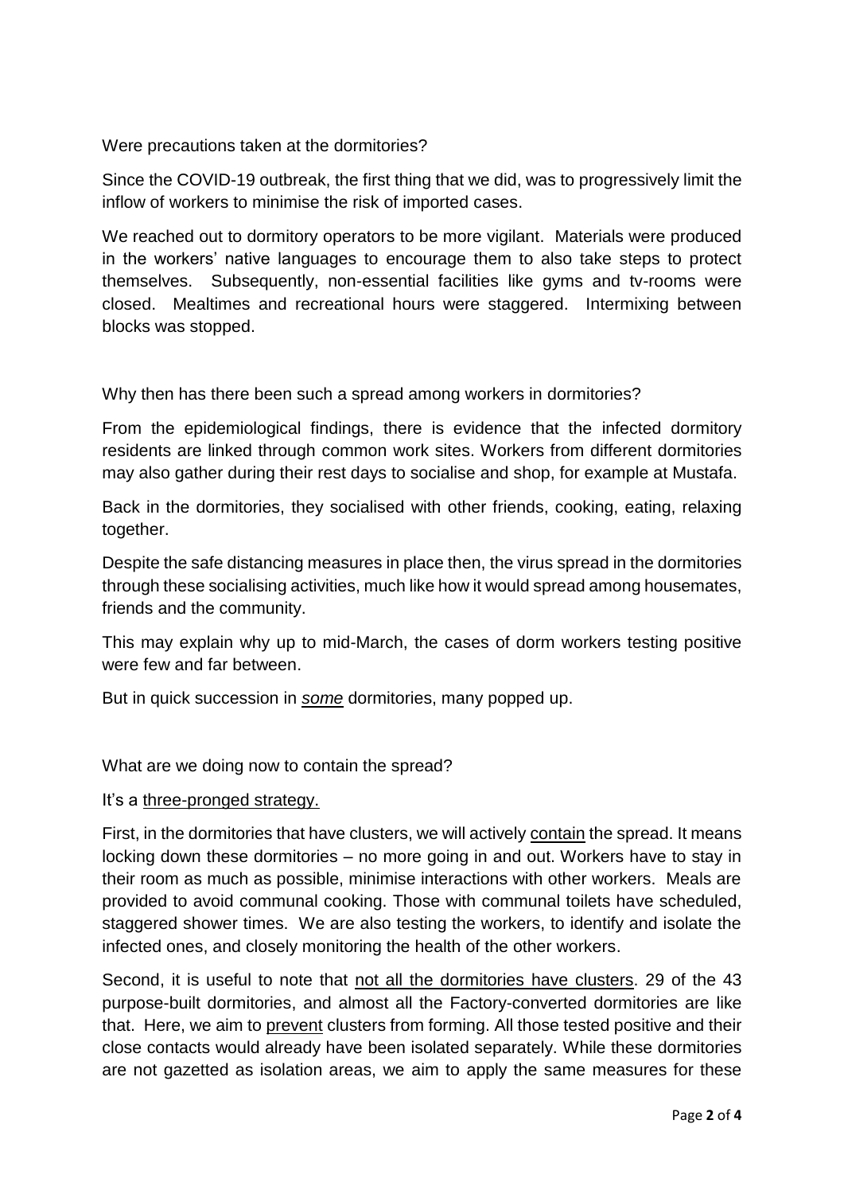Were precautions taken at the dormitories?

Since the COVID-19 outbreak, the first thing that we did, was to progressively limit the inflow of workers to minimise the risk of imported cases.

We reached out to dormitory operators to be more vigilant. Materials were produced in the workers' native languages to encourage them to also take steps to protect themselves. Subsequently, non-essential facilities like gyms and tv-rooms were closed. Mealtimes and recreational hours were staggered. Intermixing between blocks was stopped.

Why then has there been such a spread among workers in dormitories?

From the epidemiological findings, there is evidence that the infected dormitory residents are linked through common work sites. Workers from different dormitories may also gather during their rest days to socialise and shop, for example at Mustafa.

Back in the dormitories, they socialised with other friends, cooking, eating, relaxing together.

Despite the safe distancing measures in place then, the virus spread in the dormitories through these socialising activities, much like how it would spread among housemates, friends and the community.

This may explain why up to mid-March, the cases of dorm workers testing positive were few and far between.

But in quick succession in *some* dormitories, many popped up.

What are we doing now to contain the spread?

It's a three-pronged strategy.

First, in the dormitories that have clusters, we will actively contain the spread. It means locking down these dormitories – no more going in and out. Workers have to stay in their room as much as possible, minimise interactions with other workers. Meals are provided to avoid communal cooking. Those with communal toilets have scheduled, staggered shower times. We are also testing the workers, to identify and isolate the infected ones, and closely monitoring the health of the other workers.

Second, it is useful to note that not all the dormitories have clusters. 29 of the 43 purpose-built dormitories, and almost all the Factory-converted dormitories are like that. Here, we aim to prevent clusters from forming. All those tested positive and their close contacts would already have been isolated separately. While these dormitories are not gazetted as isolation areas, we aim to apply the same measures for these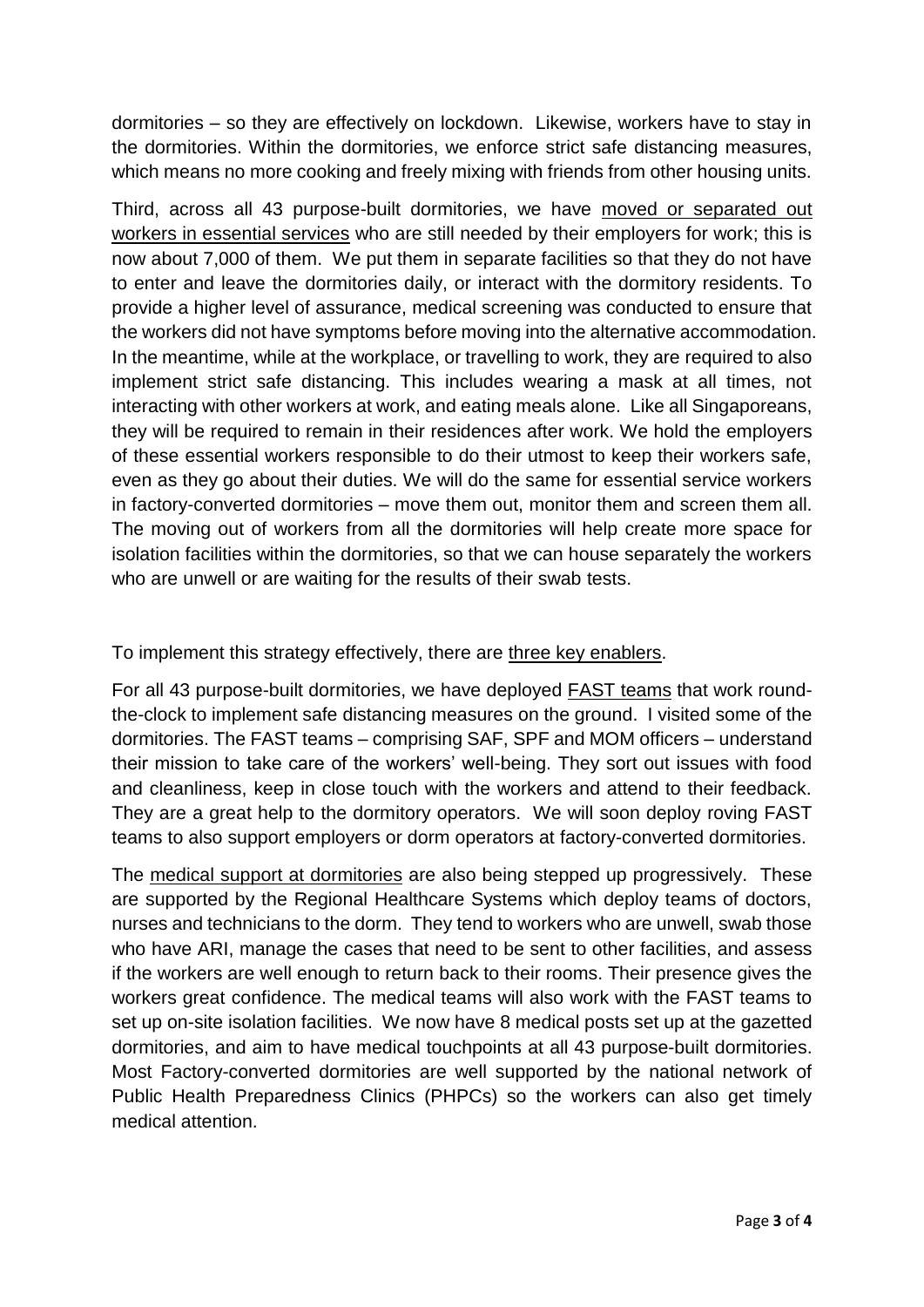dormitories – so they are effectively on lockdown. Likewise, workers have to stay in the dormitories. Within the dormitories, we enforce strict safe distancing measures, which means no more cooking and freely mixing with friends from other housing units.

Third, across all 43 purpose-built dormitories, we have <u>moved or separated out workers in essential services</u> who are still needed by their employers for work; this is now about 7,000 of them. We put them in separate facilities so that they do not have to enter and leave the dormitories daily, or interact with the dormitory residents. To provide a higher level of assurance, medical screening was conducted to ensure that the workers did not have symptoms before moving into the alternative accommodation. In the meantime, while at the workplace, or travelling to work, they are required to also implement strict safe distancing. This includes wearing a mask at all times, not interacting with other workers at work, and eating meals alone. Like all Singaporeans, they will be required to remain in their residences after work. We hold the employers of these essential workers responsible to do their utmost to keep their workers safe, even as they go about their duties. We will do the same for essential service workers in factory-converted dormitories – move them out, monitor them and screen them all. The moving out of workers from all the dormitories will help create more space for isolation facilities within the dormitories, so that we can house separately the workers who are unwell or are waiting for the results of their swab tests.

To implement this strategy effectively, there are <u>three key enablers</u>.

For all 43 purpose-built dormitories, we have deployed <u>FAST teams</u> that work round-the-clock to implement safe distancing measures on the ground. I visited some of the dormitories. The FAST teams – comprising SAF, SPF and MOM officers – understand their mission to take care of the workers' well-being. They sort out issues with food and cleanliness, keep in close touch with the workers and attend to their feedback. They are a great help to the dormitory operators. We will soon deploy roving FAST teams to also support employers or dorm operators at factory-converted dormitories.

The <u>medical support at dormitories</u> are also being stepped up progressively. These are supported by the Regional Healthcare Systems which deploy teams of doctors, nurses and technicians to the dorm. They tend to workers who are unwell, swab those who have ARI, manage the cases that need to be sent to other facilities, and assess if the workers are well enough to return back to their rooms. Their presence gives the workers great confidence. The medical teams will also work with the FAST teams to set up on-site isolation facilities. We now have 8 medical posts set up at the gazetted dormitories, and aim to have medical touchpoints at all 43 purpose-built dormitories. Most Factory-converted dormitories are well supported by the national network of Public Health Preparedness Clinics (PHPCs) so the workers can also get timely medical attention.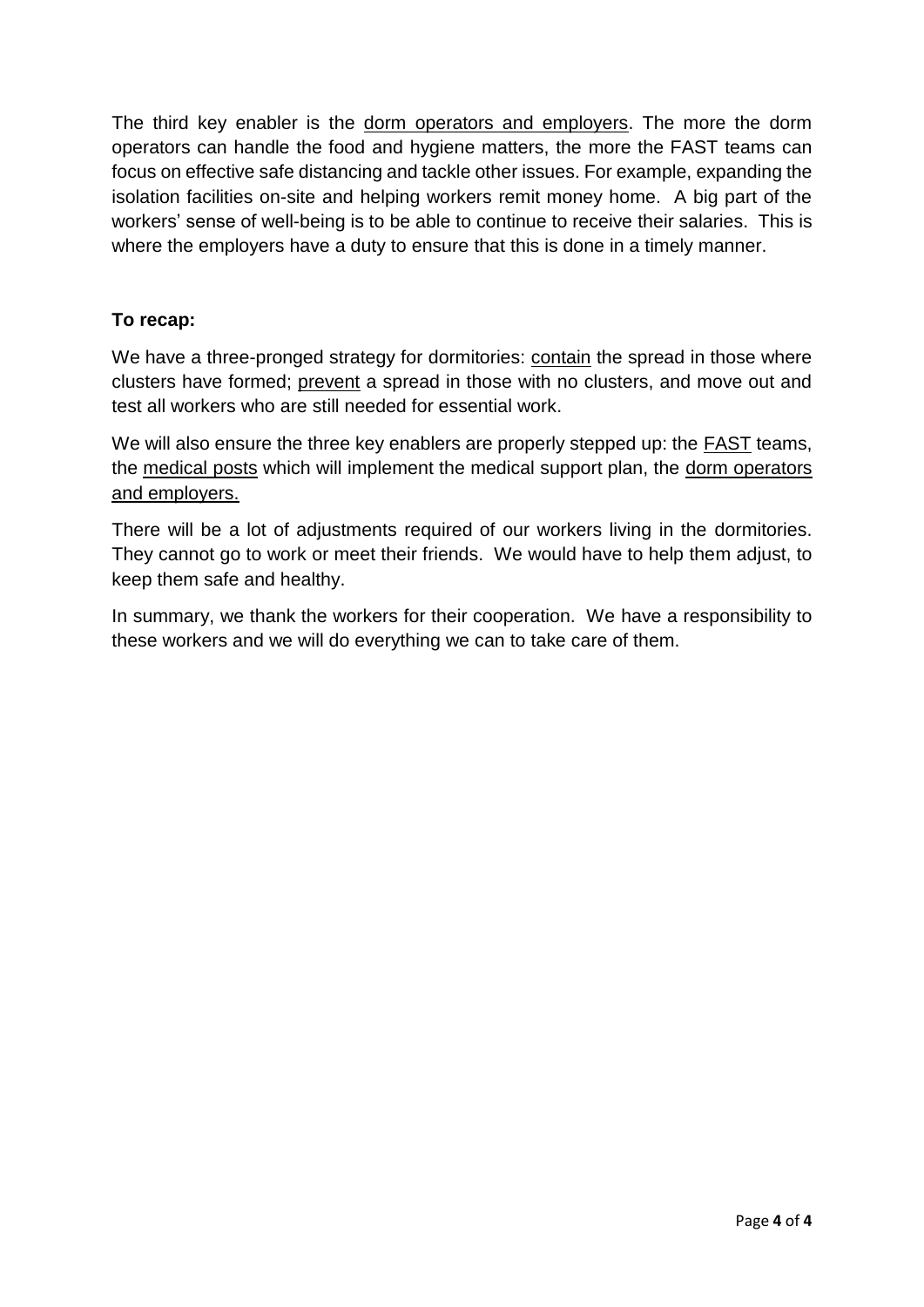The third key enabler is the dorm operators and employers. The more the dorm operators can handle the food and hygiene matters, the more the FAST teams can focus on effective safe distancing and tackle other issues. For example, expanding the isolation facilities on-site and helping workers remit money home. A big part of the workers' sense of well-being is to be able to continue to receive their salaries. This is where the employers have a duty to ensure that this is done in a timely manner.

**To recap:**

We have a three-pronged strategy for dormitories: contain the spread in those where clusters have formed; prevent a spread in those with no clusters, and move out and test all workers who are still needed for essential work.

We will also ensure the three key enablers are properly stepped up: the FAST teams, the medical posts which will implement the medical support plan, the dorm operators and employers.

There will be a lot of adjustments required of our workers living in the dormitories. They cannot go to work or meet their friends. We would have to help them adjust, to keep them safe and healthy.

In summary, we thank the workers for their cooperation. We have a responsibility to these workers and we will do everything we can to take care of them.